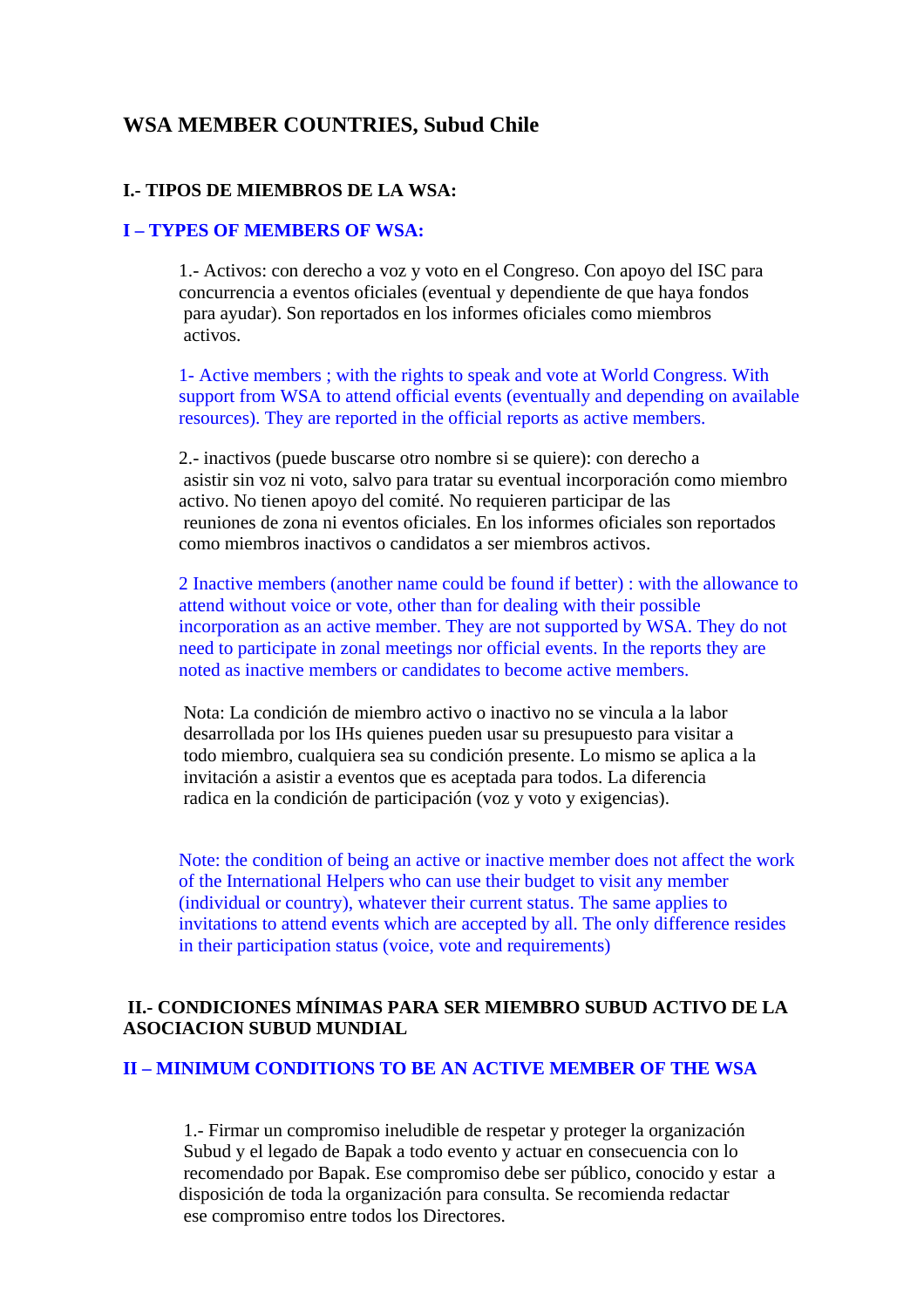# WSA MEMBER COUNTRIES, Subud Chile

## I.- TIPOS DE MIEMBROS DE LA WSA:

## I – TYPES OF MEMBERS OF WSA:

1.- Activos: con derecho a voz y voto en el Congreso. Con apoyo del ISC para concurrencia a eventos oficiales (eventual y dependiente de que haya fondos para ayudar). Son reportados en los informes oficiales como miembros activos.

1- Active members ; with the rights to speak and vote at World Congress. With support from WSA to attend official events (eventually and depending on available resources). They are reported in the official reports as active members.

2.- inactivos (puede buscarse otro nombre si se quiere): con derecho a asistir sin voz ni voto, salvo para tratar su eventual incorporación como miembro activo. No tienen apoyo del comité. No requieren participar de las reuniones de zona ni eventos oficiales. En los informes oficiales son reportados como miembros inactivos o candidatos a ser miembros activos.

2 Inactive members (another name could be found if better) : with the allowance to attend without voice or vote, other than for dealing with their possible incorporation as an active member. They are not supported by WSA. They do not need to participate in zonal meetings nor official events. In the reports they are noted as inactive members or candidates to become active members.

Nota: La condición de miembro activo o inactivo no se vincula a la labor desarrollada por los IHs quienes pueden usar su presupuesto para visitar a todo miembro, cualquiera sea su condición presente. Lo mismo se aplica a la invitación a asistir a eventos que es aceptada para todos. La diferencia radica en la condición de participación (voz y voto y exigencias).

Note: the condition of being an active or inactive member does not affect the work of the International Helpers who can use their budget to visit any member (individual or country), whatever their current status. The same applies to invitations to attend events which are accepted by all. The only difference resides in their participation status (voice, vote and requirements)

## II.- CONDICIONES MÍNIMAS PARA SER MIEMBRO SUBUD ACTIVO DE LA ASOCIACION SUBUD MUNDIAL

## II – MINIMUM CONDITIONS TO BE AN ACTIVE MEMBER OF THE WSA

1.- Firmar un compromiso ineludible de respetar y proteger la organización Subud y el legado de Bapak a todo evento y actuar en consecuencia con lo recomendado por Bapak. Ese compromiso debe ser público, conocido y estar a disposición de toda la organización para consulta. Se recomienda redactar ese compromiso entre todos los Directores.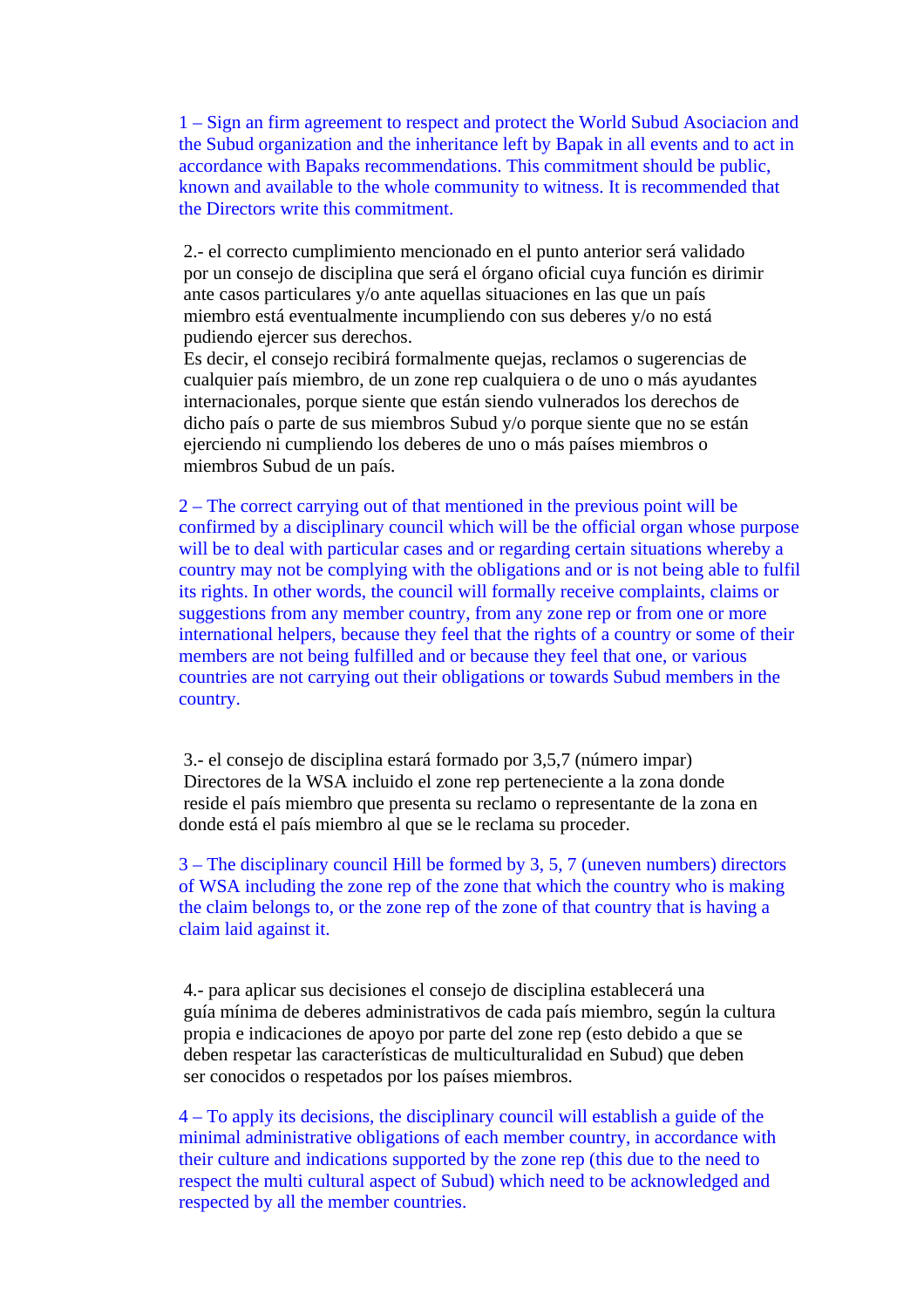1 – Sign an firm agreement to respect and protect the World Subud Asociacion and the Subud organization and the inheritance left by Bapak in all events and to act in accordance with Bapaks recommendations. This commitment should be public, known and available to the whole community to witness. It is recommended that the Directors write this commitment.

2.- el correcto cumplimiento mencionado en el punto anterior será validado por un consejo de disciplina que será el órgano oficial cuya función es dirimir ante casos particulares y/o ante aquellas situaciones en las que un país miembro está eventualmente incumpliendo con sus deberes y/o no está pudiendo ejercer sus derechos.
Es decir, el consejo recibirá formalmente quejas, reclamos o sugerencias de cualquier país miembro, de un zone rep cualquiera o de uno o más ayudantes internacionales, porque siente que están siendo vulnerados los derechos de dicho país o parte de sus miembros Subud y/o porque siente que no se están ejerciendo ni cumpliendo los deberes de uno o más países miembros o miembros Subud de un país.

2 – The correct carrying out of that mentioned in the previous point will be confirmed by a disciplinary council which will be the official organ whose purpose will be to deal with particular cases and or regarding certain situations whereby a country may not be complying with the obligations and or is not being able to fulfil its rights. In other words, the council will formally receive complaints, claims or suggestions from any member country, from any zone rep or from one or more international helpers, because they feel that the rights of a country or some of their members are not being fulfilled and or because they feel that one, or various countries are not carrying out their obligations or towards Subud members in the country.

3.- el consejo de disciplina estará formado por 3,5,7 (número impar) Directores de la WSA incluido el zone rep perteneciente a la zona donde reside el país miembro que presenta su reclamo o representante de la zona en donde está el país miembro al que se le reclama su proceder.

3 – The disciplinary council Hill be formed by 3, 5, 7 (uneven numbers) directors of WSA including the zone rep of the zone that which the country who is making the claim belongs to, or the zone rep of the zone of that country that is having a claim laid against it.

4.- para aplicar sus decisiones el consejo de disciplina establecerá una guía mínima de deberes administrativos de cada país miembro, según la cultura propia e indicaciones de apoyo por parte del zone rep (esto debido a que se deben respetar las características de multiculturalidad en Subud) que deben ser conocidos o respetados por los países miembros.

4 – To apply its decisions, the disciplinary council will establish a guide of the minimal administrative obligations of each member country, in accordance with their culture and indications supported by the zone rep (this due to the need to respect the multi cultural aspect of Subud) which need to be acknowledged and respected by all the member countries.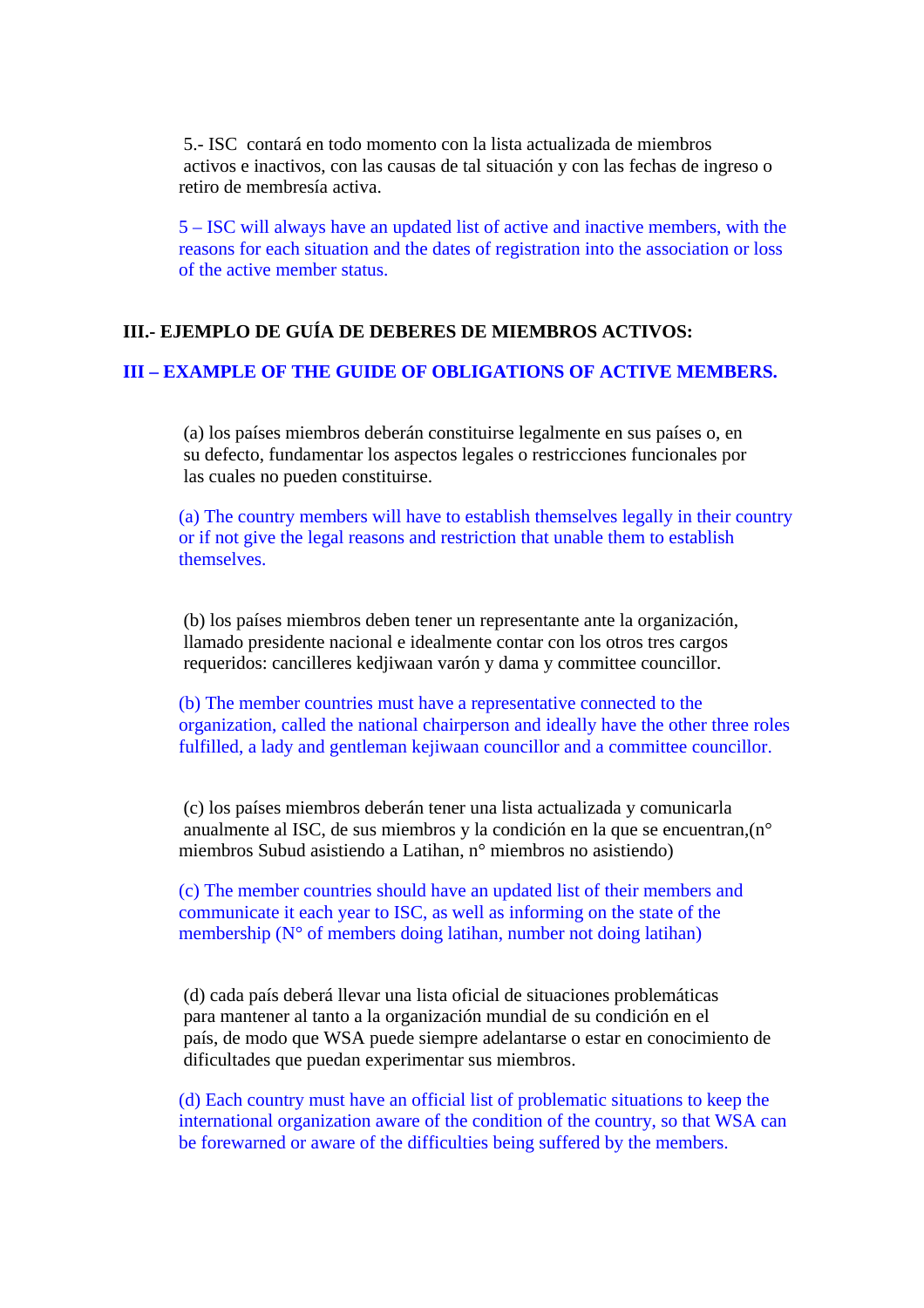5.- ISC contará en todo momento con la lista actualizada de miembros activos e inactivos, con las causas de tal situación y con las fechas de ingreso o retiro de membresía activa.

5 – ISC will always have an updated list of active and inactive members, with the reasons for each situation and the dates of registration into the association or loss of the active member status.

## III.- EJEMPLO DE GUÍA DE DEBERES DE MIEMBROS ACTIVOS:

## III – EXAMPLE OF THE GUIDE OF OBLIGATIONS OF ACTIVE MEMBERS.

(a) los países miembros deberán constituirse legalmente en sus países o, en su defecto, fundamentar los aspectos legales o restricciones funcionales por las cuales no pueden constituirse.

(a) The country members will have to establish themselves legally in their country or if not give the legal reasons and restriction that unable them to establish themselves.

(b) los países miembros deben tener un representante ante la organización, llamado presidente nacional e idealmente contar con los otros tres cargos requeridos: cancilleres kedjiwaan varón y dama y committee councillor.

(b) The member countries must have a representative connected to the organization, called the national chairperson and ideally have the other three roles fulfilled, a lady and gentleman kejiwaan councillor and a committee councillor.

(c) los países miembros deberán tener una lista actualizada y comunicarla anualmente al ISC, de sus miembros y la condición en la que se encuentran,(n° miembros Subud asistiendo a Latihan, n° miembros no asistiendo)

(c) The member countries should have an updated list of their members and communicate it each year to ISC, as well as informing on the state of the membership (N° of members doing latihan, number not doing latihan)

(d) cada país deberá llevar una lista oficial de situaciones problemáticas para mantener al tanto a la organización mundial de su condición en el país, de modo que WSA puede siempre adelantarse o estar en conocimiento de dificultades que puedan experimentar sus miembros.

(d) Each country must have an official list of problematic situations to keep the international organization aware of the condition of the country, so that WSA can be forewarned or aware of the difficulties being suffered by the members.